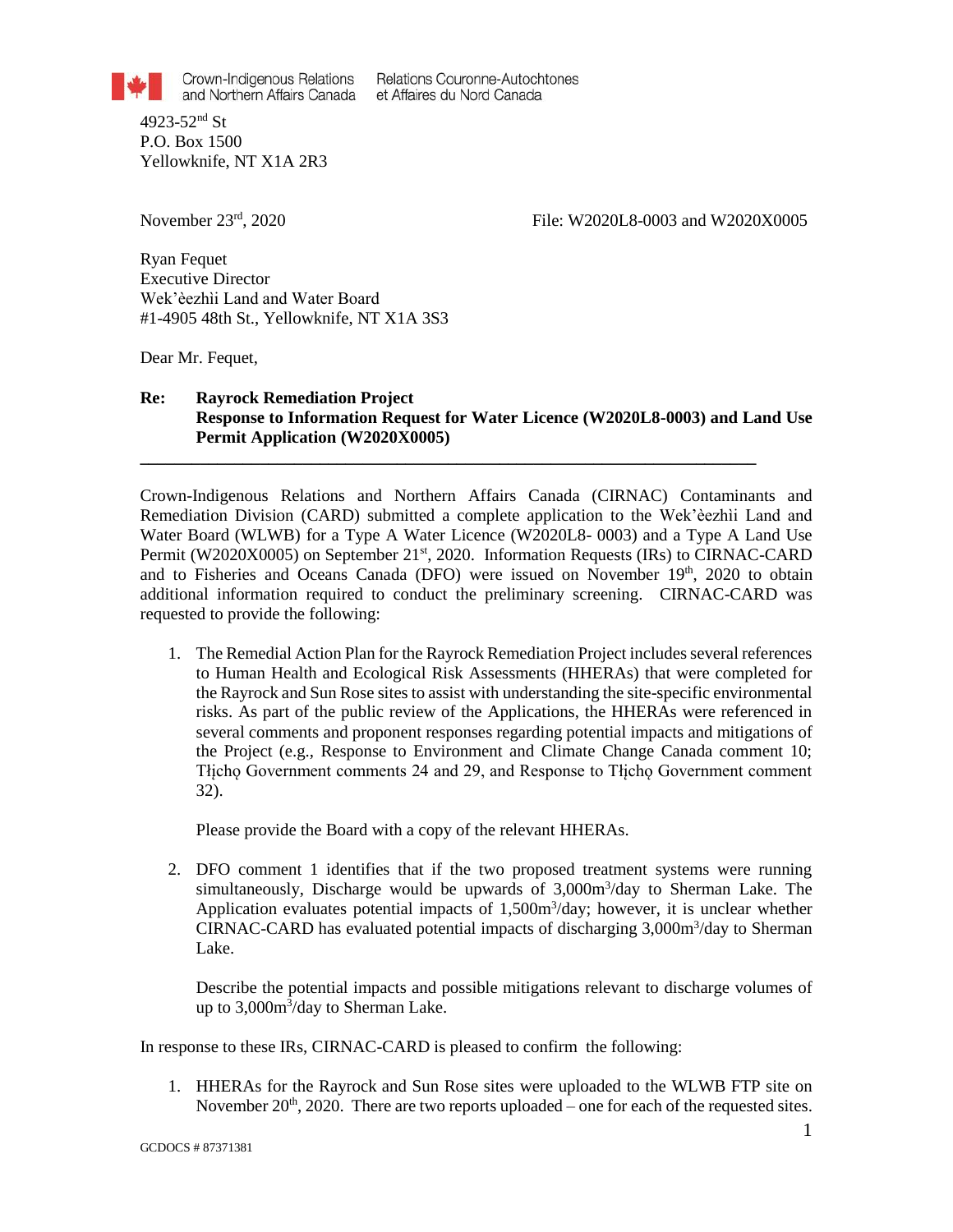Crown-Indigenous Relations and Northern Affairs Canada    Relations Couronne-Autochtones et Affaires du Nord Canada

4923-52nd St
P.O. Box 1500
Yellowknife, NT X1A 2R3

November 23rd, 2020    File: W2020L8-0003 and W2020X0005

Ryan Fequet
Executive Director
Wek'èezhìi Land and Water Board
#1-4905 48th St., Yellowknife, NT X1A 3S3

Dear Mr. Fequet,

**Re: Rayrock Remediation Project**
**Response to Information Request for Water Licence (W2020L8-0003) and Land Use Permit Application (W2020X0005)**

---

Crown-Indigenous Relations and Northern Affairs Canada (CIRNAC) Contaminants and Remediation Division (CARD) submitted a complete application to the Wek'èezhìi Land and Water Board (WLWB) for a Type A Water Licence (W2020L8- 0003) and a Type A Land Use Permit (W2020X0005) on September 21st, 2020. Information Requests (IRs) to CIRNAC-CARD and to Fisheries and Oceans Canada (DFO) were issued on November 19th, 2020 to obtain additional information required to conduct the preliminary screening. CIRNAC-CARD was requested to provide the following:

1. The Remedial Action Plan for the Rayrock Remediation Project includes several references to Human Health and Ecological Risk Assessments (HHERAs) that were completed for the Rayrock and Sun Rose sites to assist with understanding the site-specific environmental risks. As part of the public review of the Applications, the HHERAs were referenced in several comments and proponent responses regarding potential impacts and mitigations of the Project (e.g., Response to Environment and Climate Change Canada comment 10; Tłı̨chǫ Government comments 24 and 29, and Response to Tłı̨chǫ Government comment 32).

   Please provide the Board with a copy of the relevant HHERAs.

2. DFO comment 1 identifies that if the two proposed treatment systems were running simultaneously, Discharge would be upwards of 3,000m$^3$/day to Sherman Lake. The Application evaluates potential impacts of 1,500m$^3$/day; however, it is unclear whether CIRNAC-CARD has evaluated potential impacts of discharging 3,000m$^3$/day to Sherman Lake.

   Describe the potential impacts and possible mitigations relevant to discharge volumes of up to 3,000m$^3$/day to Sherman Lake.

In response to these IRs, CIRNAC-CARD is pleased to confirm the following:

1. HHERAs for the Rayrock and Sun Rose sites were uploaded to the WLWB FTP site on November 20th, 2020. There are two reports uploaded – one for each of the requested sites.

GCDOCS # 87371381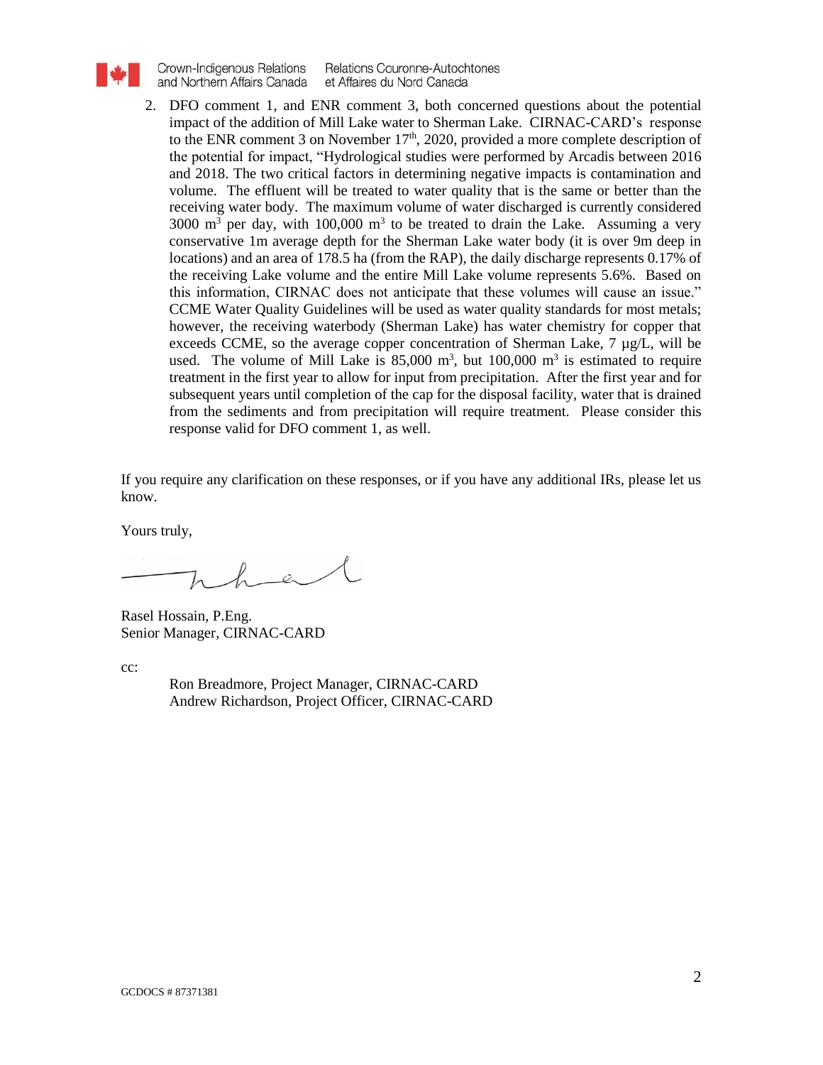2. DFO comment 1, and ENR comment 3, both concerned questions about the potential impact of the addition of Mill Lake water to Sherman Lake. CIRNAC-CARD's response to the ENR comment 3 on November 17th, 2020, provided a more complete description of the potential for impact, "Hydrological studies were performed by Arcadis between 2016 and 2018. The two critical factors in determining negative impacts is contamination and volume. The effluent will be treated to water quality that is the same or better than the receiving water body. The maximum volume of water discharged is currently considered 3000 $m^3$ per day, with 100,000 $m^3$ to be treated to drain the Lake. Assuming a very conservative 1m average depth for the Sherman Lake water body (it is over 9m deep in locations) and an area of 178.5 ha (from the RAP), the daily discharge represents 0.17% of the receiving Lake volume and the entire Mill Lake volume represents 5.6%. Based on this information, CIRNAC does not anticipate that these volumes will cause an issue." CCME Water Quality Guidelines will be used as water quality standards for most metals; however, the receiving waterbody (Sherman Lake) has water chemistry for copper that exceeds CCME, so the average copper concentration of Sherman Lake, 7 µg/L, will be used. The volume of Mill Lake is 85,000 $m^3$, but 100,000 $m^3$ is estimated to require treatment in the first year to allow for input from precipitation. After the first year and for subsequent years until completion of the cap for the disposal facility, water that is drained from the sediments and from precipitation will require treatment. Please consider this response valid for DFO comment 1, as well.

If you require any clarification on these responses, or if you have any additional IRs, please let us know.

Yours truly,

Rasel Hossain, P.Eng.
Senior Manager, CIRNAC-CARD

cc:

Ron Breadmore, Project Manager, CIRNAC-CARD
Andrew Richardson, Project Officer, CIRNAC-CARD

GCDOCS # 87371381